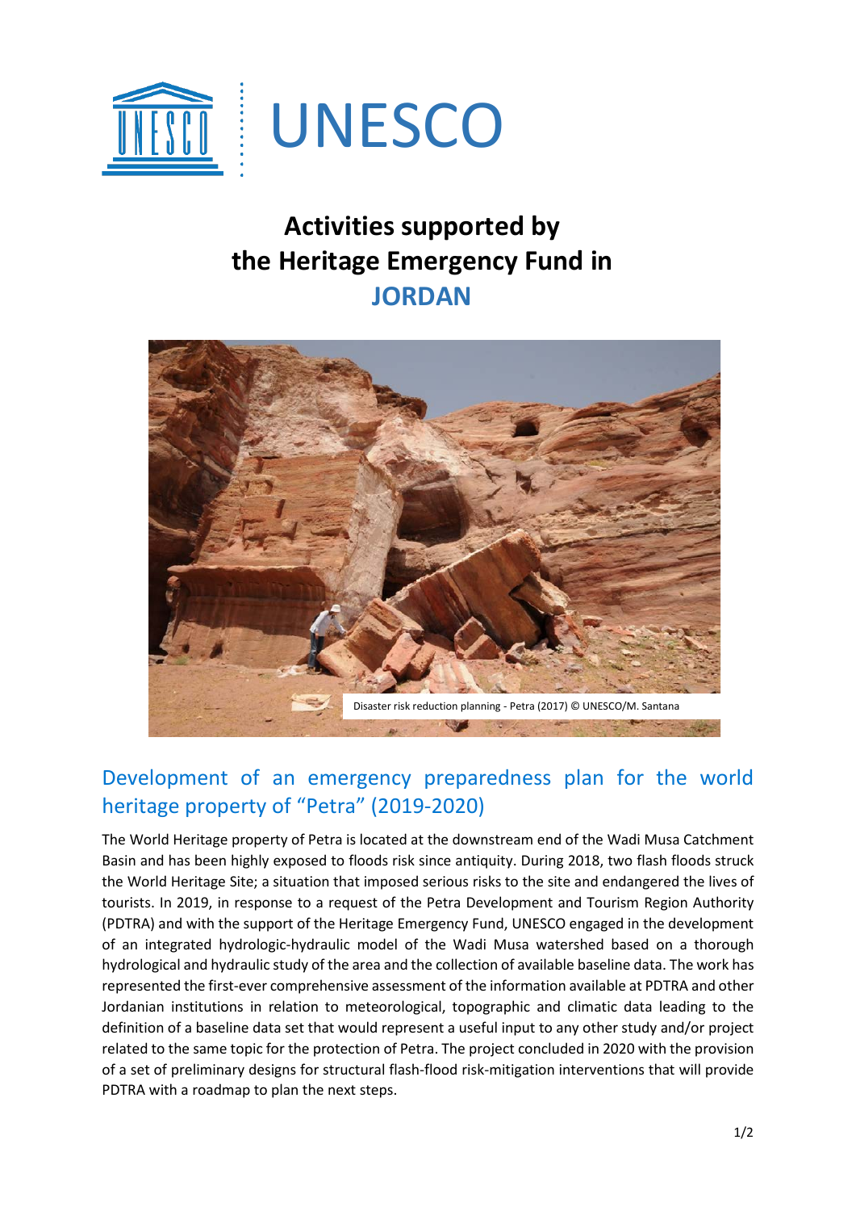UNESCO

# Activities supported by the Heritage Emergency Fund in JORDAN

Disaster risk reduction planning - Petra (2017) © UNESCO/M. Santana

## Development of an emergency preparedness plan for the world heritage property of "Petra" (2019-2020)

The World Heritage property of Petra is located at the downstream end of the Wadi Musa Catchment Basin and has been highly exposed to floods risk since antiquity. During 2018, two flash floods struck the World Heritage Site; a situation that imposed serious risks to the site and endangered the lives of tourists. In 2019, in response to a request of the Petra Development and Tourism Region Authority (PDTRA) and with the support of the Heritage Emergency Fund, UNESCO engaged in the development of an integrated hydrologic-hydraulic model of the Wadi Musa watershed based on a thorough hydrological and hydraulic study of the area and the collection of available baseline data. The work has represented the first-ever comprehensive assessment of the information available at PDTRA and other Jordanian institutions in relation to meteorological, topographic and climatic data leading to the definition of a baseline data set that would represent a useful input to any other study and/or project related to the same topic for the protection of Petra. The project concluded in 2020 with the provision of a set of preliminary designs for structural flash-flood risk-mitigation interventions that will provide PDTRA with a roadmap to plan the next steps.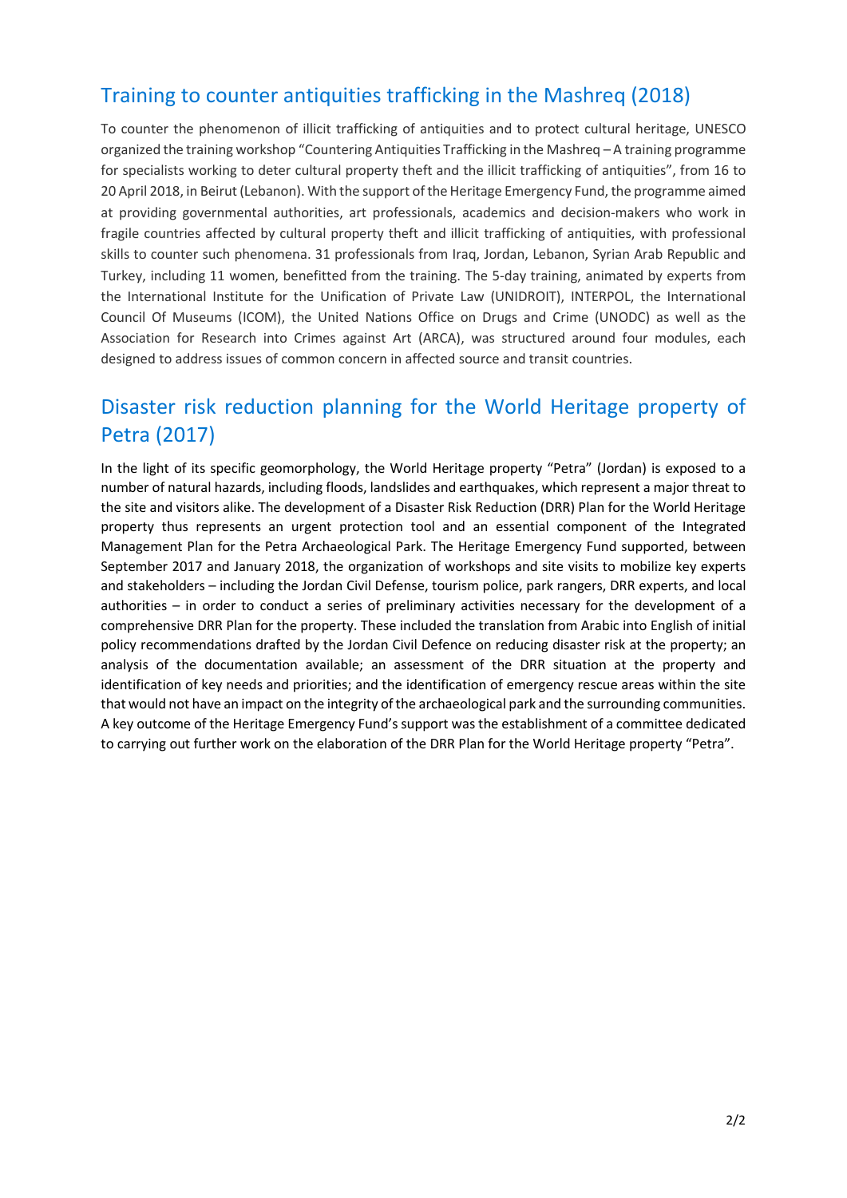## Training to counter antiquities trafficking in the Mashreq (2018)

To counter the phenomenon of illicit trafficking of antiquities and to protect cultural heritage, UNESCO organized the training workshop "Countering Antiquities Trafficking in the Mashreq – A training programme for specialists working to deter cultural property theft and the illicit trafficking of antiquities", from 16 to 20 April 2018, in Beirut (Lebanon). With the support of the Heritage Emergency Fund, the programme aimed at providing governmental authorities, art professionals, academics and decision-makers who work in fragile countries affected by cultural property theft and illicit trafficking of antiquities, with professional skills to counter such phenomena. 31 professionals from Iraq, Jordan, Lebanon, Syrian Arab Republic and Turkey, including 11 women, benefitted from the training. The 5-day training, animated by experts from the International Institute for the Unification of Private Law (UNIDROIT), INTERPOL, the International Council Of Museums (ICOM), the United Nations Office on Drugs and Crime (UNODC) as well as the Association for Research into Crimes against Art (ARCA), was structured around four modules, each designed to address issues of common concern in affected source and transit countries.

## Disaster risk reduction planning for the World Heritage property of Petra (2017)

In the light of its specific geomorphology, the World Heritage property "Petra" (Jordan) is exposed to a number of natural hazards, including floods, landslides and earthquakes, which represent a major threat to the site and visitors alike. The development of a Disaster Risk Reduction (DRR) Plan for the World Heritage property thus represents an urgent protection tool and an essential component of the Integrated Management Plan for the Petra Archaeological Park. The Heritage Emergency Fund supported, between September 2017 and January 2018, the organization of workshops and site visits to mobilize key experts and stakeholders – including the Jordan Civil Defense, tourism police, park rangers, DRR experts, and local authorities – in order to conduct a series of preliminary activities necessary for the development of a comprehensive DRR Plan for the property. These included the translation from Arabic into English of initial policy recommendations drafted by the Jordan Civil Defence on reducing disaster risk at the property; an analysis of the documentation available; an assessment of the DRR situation at the property and identification of key needs and priorities; and the identification of emergency rescue areas within the site that would not have an impact on the integrity of the archaeological park and the surrounding communities. A key outcome of the Heritage Emergency Fund's support was the establishment of a committee dedicated to carrying out further work on the elaboration of the DRR Plan for the World Heritage property "Petra".